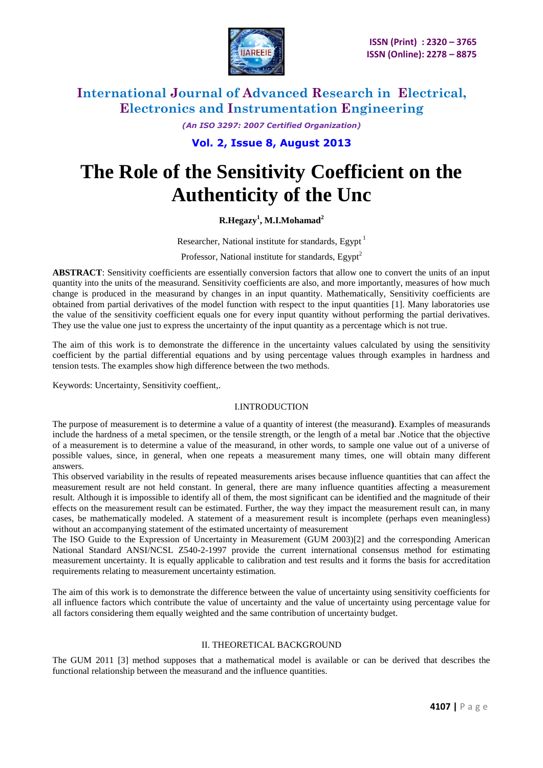# The Role of the Sensitivity Coefficient on the Authenticity of the Unc

**R.Hegazy[1], M.I.Mohamad[2]**

Researcher, National institute for standards, Egypt [1]

Professor, National institute for standards, Egypt[2]

**ABSTRACT**: Sensitivity coefficients are essentially conversion factors that allow one to convert the units of an input quantity into the units of the measurand. Sensitivity coefficients are also, and more importantly, measures of how much change is produced in the measurand by changes in an input quantity. Mathematically, Sensitivity coefficients are obtained from partial derivatives of the model function with respect to the input quantities [1]. Many laboratories use the value of the sensitivity coefficient equals one for every input quantity without performing the partial derivatives. They use the value one just to express the uncertainty of the input quantity as a percentage which is not true.

The aim of this work is to demonstrate the difference in the uncertainty values calculated by using the sensitivity coefficient by the partial differential equations and by using percentage values through examples in hardness and tension tests. The examples show high difference between the two methods.

Keywords: Uncertainty, Sensitivity coeffient,.

## I.INTRODUCTION

The purpose of measurement is to determine a value of a quantity of interest (the measurand**)**. Examples of measurands include the hardness of a metal specimen, or the tensile strength, or the length of a metal bar .Notice that the objective of a measurement is to determine a value of the measurand, in other words, to sample one value out of a universe of possible values, since, in general, when one repeats a measurement many times, one will obtain many different answers.

This observed variability in the results of repeated measurements arises because influence quantities that can affect the measurement result are not held constant. In general, there are many influence quantities affecting a measurement result. Although it is impossible to identify all of them, the most significant can be identified and the magnitude of their effects on the measurement result can be estimated. Further, the way they impact the measurement result can, in many cases, be mathematically modeled. A statement of a measurement result is incomplete (perhaps even meaningless) without an accompanying statement of the estimated uncertainty of measurement

The ISO Guide to the Expression of Uncertainty in Measurement (GUM 2003)[2] and the corresponding American National Standard ANSI/NCSL Z540-2-1997 provide the current international consensus method for estimating measurement uncertainty. It is equally applicable to calibration and test results and it forms the basis for accreditation requirements relating to measurement uncertainty estimation.

The aim of this work is to demonstrate the difference between the value of uncertainty using sensitivity coefficients for all influence factors which contribute the value of uncertainty and the value of uncertainty using percentage value for all factors considering them equally weighted and the same contribution of uncertainty budget.

## II. THEORETICAL BACKGROUND

The GUM 2011 [3] method supposes that a mathematical model is available or can be derived that describes the functional relationship between the measurand and the influence quantities.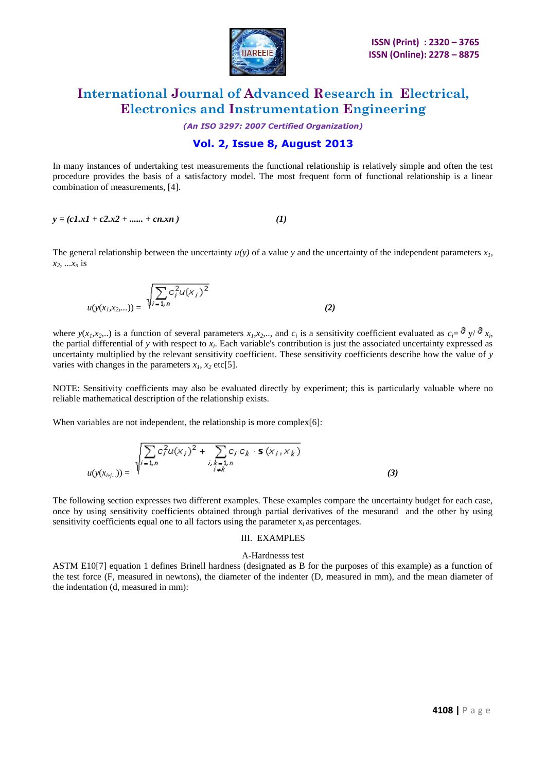In many instances of undertaking test measurements the functional relationship is relatively simple and often the test procedure provides the basis of a satisfactory model. The most frequent form of functional relationship is a linear combination of measurements, [4].

$$y = (c1.x1 + c2.x2 + ...... + cn.xn) \quad (1)$$

The general relationship between the uncertainty $u(y)$ of a value $y$ and the uncertainty of the independent parameters $x_1, x_2, ...x_n$ is

$$u(y(x_1,x_2,...)) = \sqrt{\sum_{i=1,n} c_i^2 u(x_i)^2} \quad (2)$$

where $y(x_1,x_2,..)$ is a function of several parameters $x_1,x_2,..$, and $c_i$ is a sensitivity coefficient evaluated as $c_i = \partial y / \partial x_i$, the partial differential of $y$ with respect to $x_i$. Each variable's contribution is just the associated uncertainty expressed as uncertainty multiplied by the relevant sensitivity coefficient. These sensitivity coefficients describe how the value of $y$ varies with changes in the parameters $x_1$, $x_2$ etc[5].

NOTE: Sensitivity coefficients may also be evaluated directly by experiment; this is particularly valuable where no reliable mathematical description of the relationship exists.

When variables are not independent, the relationship is more complex[6]:

$$u(y(x_{i,j...})) = \sqrt{\sum_{i=1,n} c_i^2 u(x_i)^2 + \sum_{\substack{i,k=1,n \\ i \neq k}} c_i c_k \cdot s(x_i, x_k)} \quad (3)$$

The following section expresses two different examples. These examples compare the uncertainty budget for each case, once by using sensitivity coefficients obtained through partial derivatives of the mesurand and the other by using sensitivity coefficients equal one to all factors using the parameter $x_i$ as percentages.

## III. EXAMPLES

### A-Hardnesss test

ASTM E10[7] equation 1 defines Brinell hardness (designated as B for the purposes of this example) as a function of the test force (F, measured in newtons), the diameter of the indenter (D, measured in mm), and the mean diameter of the indentation (d, measured in mm):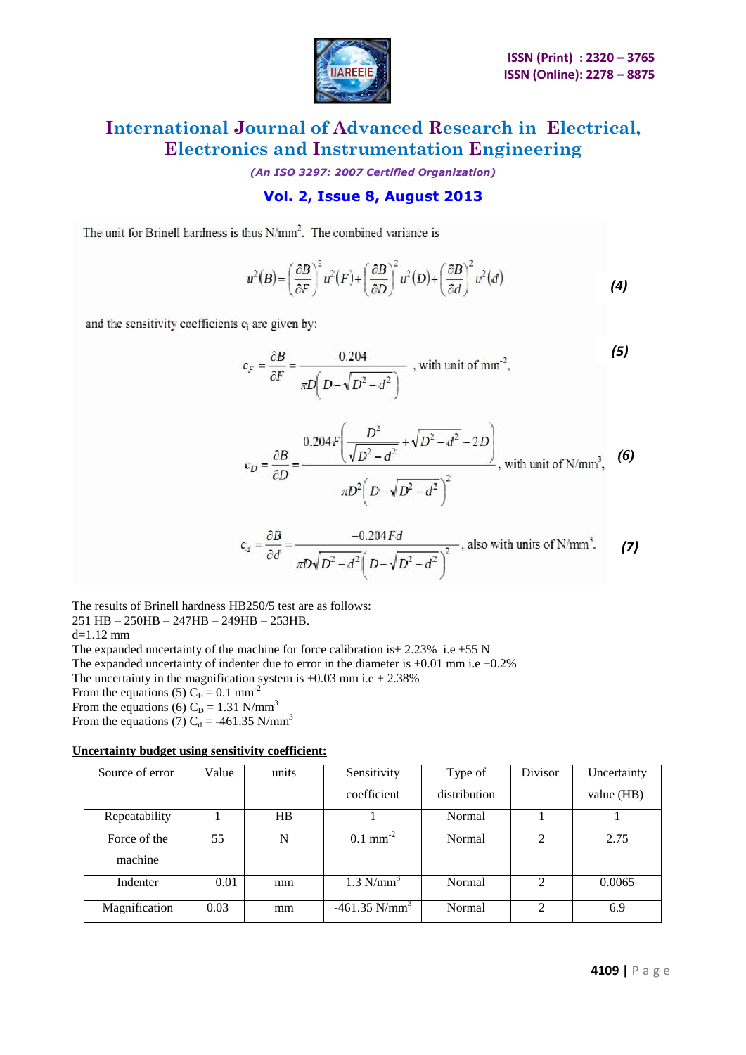The unit for Brinell hardness is thus N/mm$^2$. The combined variance is

$$u^2(B) = \left(\frac{\partial B}{\partial F}\right)^2 u^2(F) + \left(\frac{\partial B}{\partial D}\right)^2 u^2(D) + \left(\frac{\partial B}{\partial d}\right)^2 u^2(d) \quad (4)$$

and the sensitivity coefficients $c_i$ are given by:

$$c_F = \frac{\partial B}{\partial F} = \frac{0.204}{\pi D\left(D - \sqrt{D^2 - d^2}\right)} \text{, with unit of mm}^{-2}, \quad (5)$$

$$c_D = \frac{\partial B}{\partial D} = \frac{0.204F\left(\frac{D^2}{\sqrt{D^2-d^2}} + \sqrt{D^2-d^2} - 2D\right)}{\pi D^2\left(D - \sqrt{D^2-d^2}\right)^2} \text{, with unit of N/mm}^3, \quad (6)$$

$$c_d = \frac{\partial B}{\partial d} = \frac{-0.204Fd}{\pi D\sqrt{D^2-d^2}\left(D - \sqrt{D^2-d^2}\right)^2} \text{, also with units of N/mm}^3. \quad (7)$$

The results of Brinell hardness HB250/5 test are as follows:
251 HB – 250HB – 247HB – 249HB – 253HB.
d=1.12 mm
The expanded uncertainty of the machine for force calibration is± 2.23% i.e ±55 N
The expanded uncertainty of indenter due to error in the diameter is ±0.01 mm i.e ±0.2%
The uncertainty in the magnification system is ±0.03 mm i.e ± 2.38%
From the equations (5) $C_F$ = 0.1 mm$^{-2}$
From the equations (6) $C_D$ = 1.31 N/mm$^3$
From the equations (7) $C_d$ = -461.35 N/mm$^3$

**Uncertainty budget using sensitivity coefficient:**

| Source of error | Value | units | Sensitivity coefficient | Type of distribution | Divisor | Uncertainty value (HB) |
|---|---|---|---|---|---|---|
| Repeatability | 1 | HB | 1 | Normal | 1 | 1 |
| Force of the machine | 55 | N | 0.1 mm$^{-2}$ | Normal | 2 | 2.75 |
| Indenter | 0.01 | mm | 1.3 N/mm$^3$ | Normal | 2 | 0.0065 |
| Magnification | 0.03 | mm | -461.35 N/mm$^3$ | Normal | 2 | 6.9 |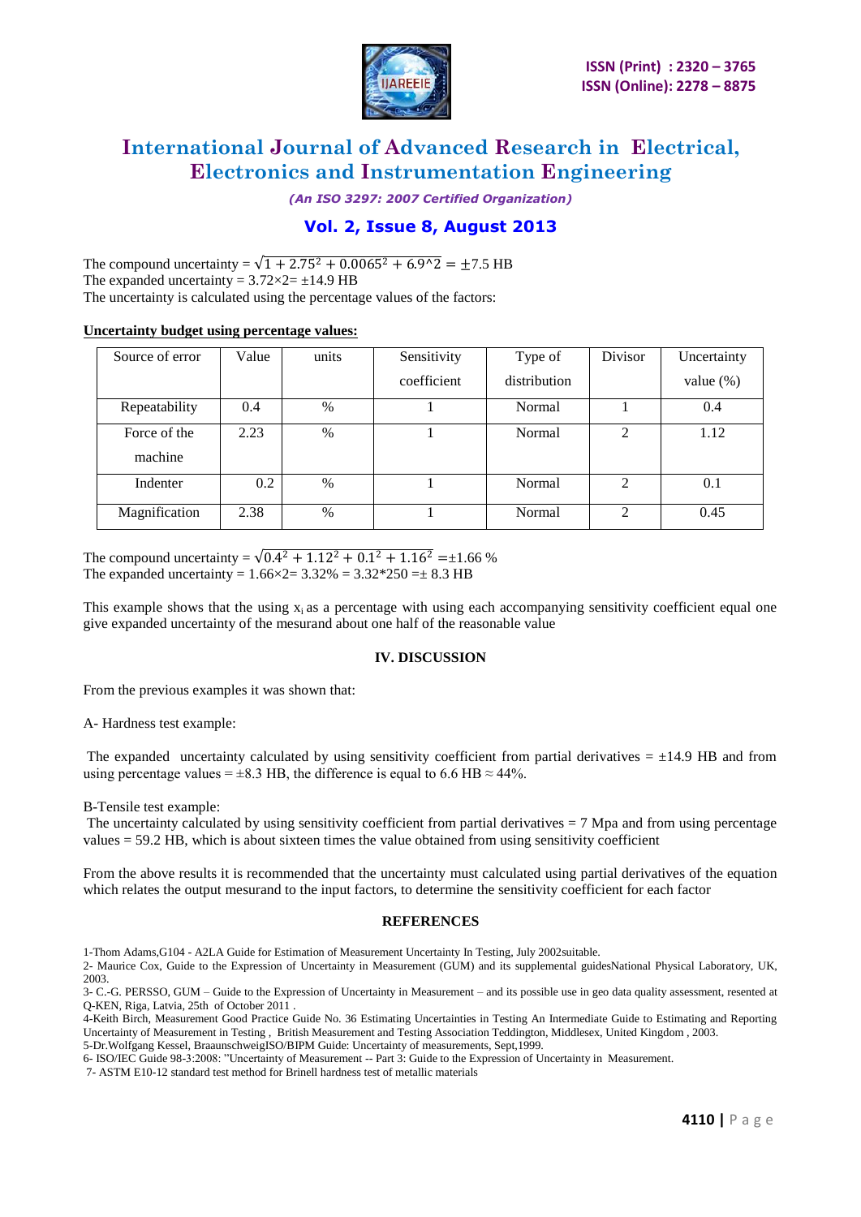The compound uncertainty = $\sqrt{1 + 2.75^2 + 0.0065^2 + 6.9^\wedge2} = \pm 7.5$ HB

The expanded uncertainty = 3.72×2= ±14.9 HB

The uncertainty is calculated using the percentage values of the factors:

**Uncertainty budget using percentage values:**

| Source of error | Value | units | Sensitivity coefficient | Type of distribution | Divisor | Uncertainty value (%) |
|---|---|---|---|---|---|---|
| Repeatability | 0.4 | % | 1 | Normal | 1 | 0.4 |
| Force of the machine | 2.23 | % | 1 | Normal | 2 | 1.12 |
| Indenter | 0.2 | % | 1 | Normal | 2 | 0.1 |
| Magnification | 2.38 | % | 1 | Normal | 2 | 0.45 |

The compound uncertainty = $\sqrt{0.4^2 + 1.12^2 + 0.1^2 + 1.16^2}$ =±1.66 %

The expanded uncertainty = 1.66×2= 3.32% = 3.32*250 =± 8.3 HB

This example shows that the using $x_i$ as a percentage with using each accompanying sensitivity coefficient equal one give expanded uncertainty of the mesurand about one half of the reasonable value

## IV. DISCUSSION

From the previous examples it was shown that:

A- Hardness test example:

The expanded uncertainty calculated by using sensitivity coefficient from partial derivatives = ±14.9 HB and from using percentage values = ±8.3 HB, the difference is equal to 6.6 HB ≈ 44%.

B-Tensile test example:

The uncertainty calculated by using sensitivity coefficient from partial derivatives = 7 Mpa and from using percentage values = 59.2 HB, which is about sixteen times the value obtained from using sensitivity coefficient

From the above results it is recommended that the uncertainty must calculated using partial derivatives of the equation which relates the output mesurand to the input factors, to determine the sensitivity coefficient for each factor

## REFERENCES

1-Thom Adams,G104 - A2LA Guide for Estimation of Measurement Uncertainty In Testing, July 2002suitable.

2- Maurice Cox, Guide to the Expression of Uncertainty in Measurement (GUM) and its supplemental guidesNational Physical Laboratory, UK, 2003.

3- C.-G. PERSSO, GUM – Guide to the Expression of Uncertainty in Measurement – and its possible use in geo data quality assessment, resented at Q-KEN, Riga, Latvia, 25th of October 2011 .

4-Keith Birch, Measurement Good Practice Guide No. 36 Estimating Uncertainties in Testing An Intermediate Guide to Estimating and Reporting Uncertainty of Measurement in Testing , British Measurement and Testing Association Teddington, Middlesex, United Kingdom , 2003.

5-Dr.Wolfgang Kessel, BraaunschweigISO/BIPM Guide: Uncertainty of measurements, Sept,1999.

6- ISO/IEC Guide 98-3:2008: "Uncertainty of Measurement -- Part 3: Guide to the Expression of Uncertainty in Measurement.

7- ASTM E10-12 standard test method for Brinell hardness test of metallic materials